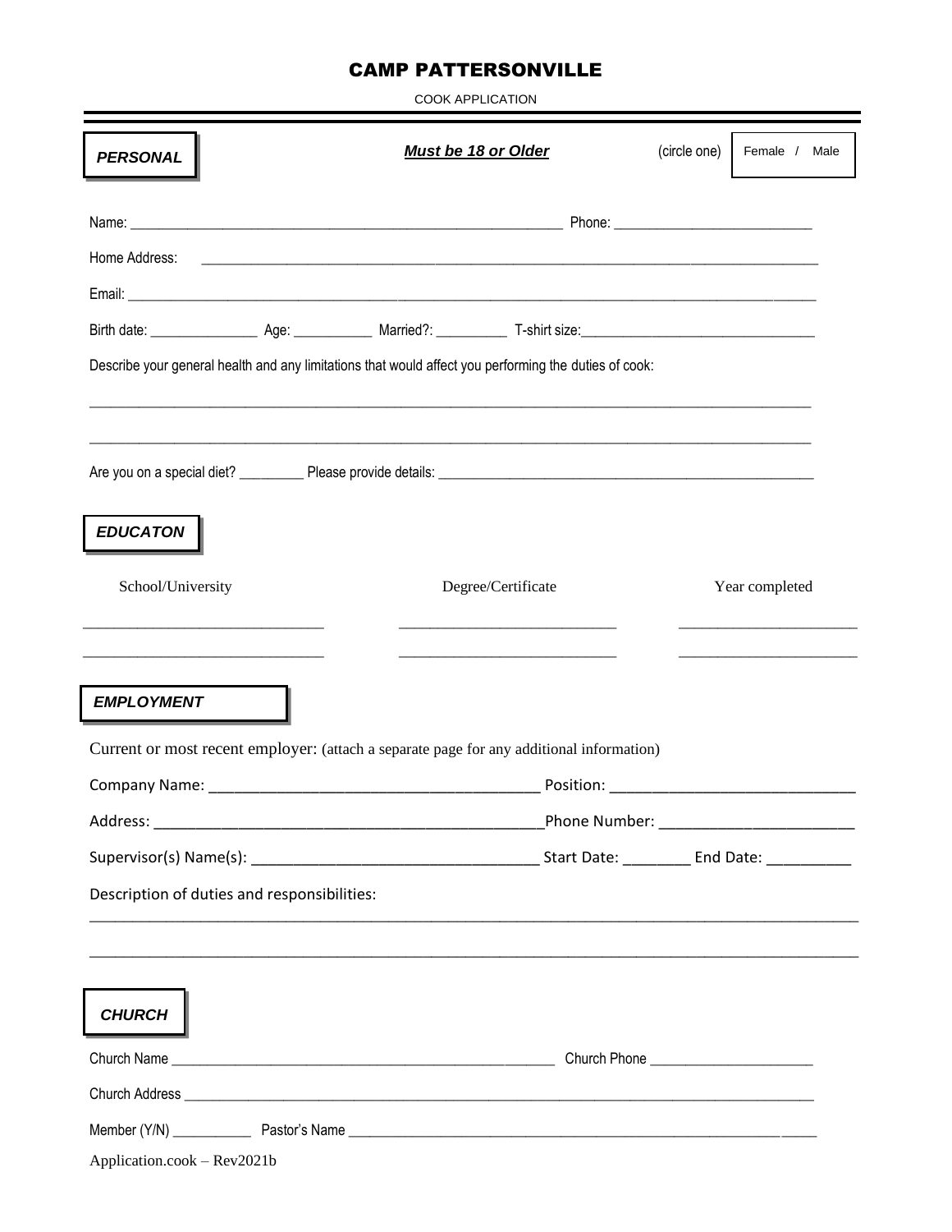# CAMP PATTERSONVILLE

COOK APPLICATION

## PERSONAL

***Must be 18 or Older***

(circle one) Female / Male

Name: ______________________________ Phone: ______________________________

Home Address: ______________________________

Email: ______________________________

Birth date: ______________ Age: __________ Married?: __________ T-shirt size: ______________________________

Describe your general health and any limitations that would affect you performing the duties of cook:

______________________________

______________________________

Are you on a special diet? _________ Please provide details: ______________________________

## EDUCATON

| School/University | Degree/Certificate | Year completed |
|---|---|---|
| ______________________________ | ______________________________ | ______________________________ |
| ______________________________ | ______________________________ | ______________________________ |

## EMPLOYMENT

Current or most recent employer: (attach a separate page for any additional information)

Company Name: ______________________________ Position: ______________________________

Address: ______________________________ Phone Number: ______________________________

Supervisor(s) Name(s): ______________________________ Start Date: ________ End Date: __________

Description of duties and responsibilities:

______________________________

______________________________

## CHURCH

Church Name ______________________________ Church Phone ______________________________

Church Address ______________________________

Member (Y/N) ___________ Pastor's Name ______________________________

Application.cook – Rev2021b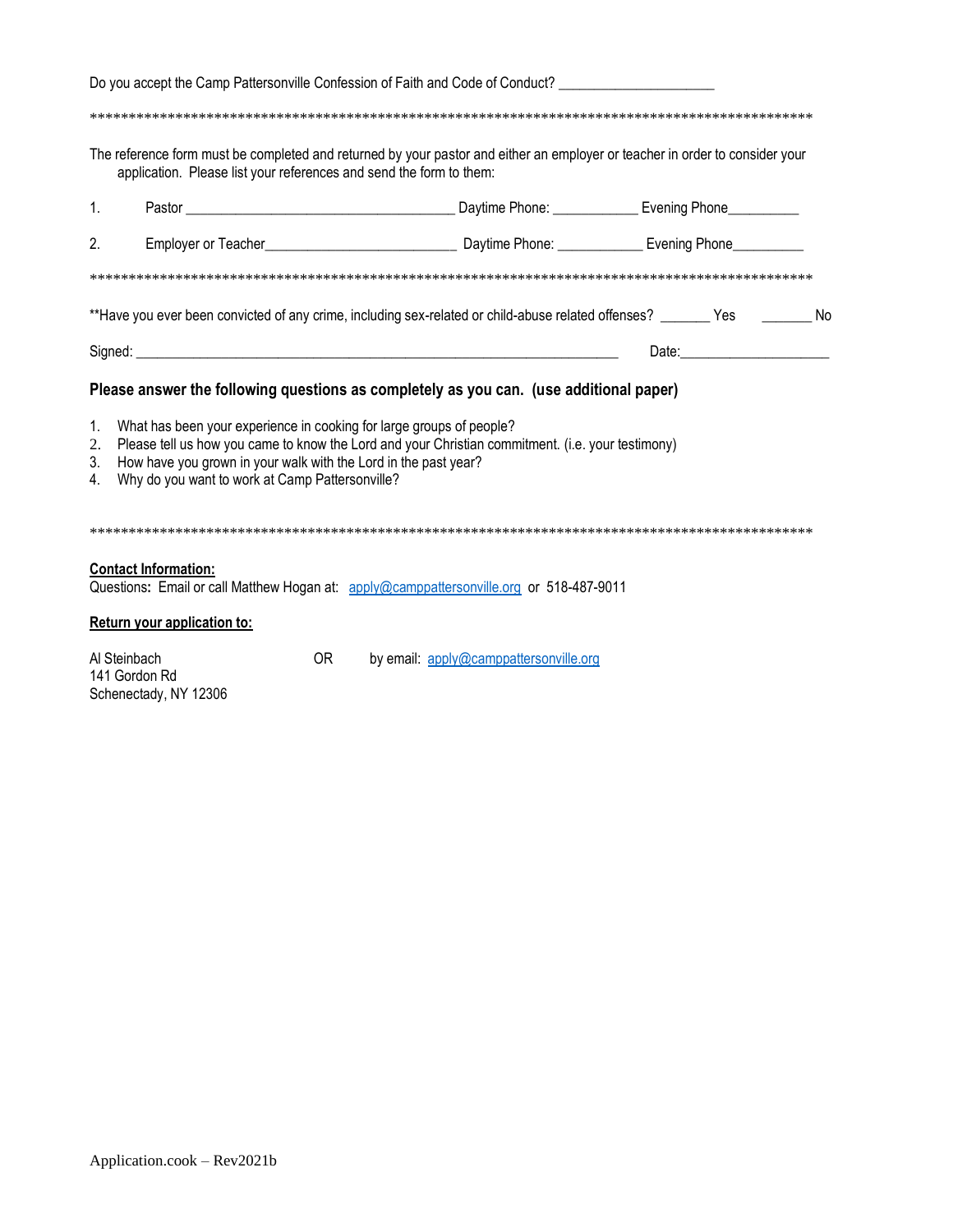Do you accept the Camp Pattersonville Confession of Faith and Code of Conduct? ____________________

*****************************************************************************************************

The reference form must be completed and returned by your pastor and either an employer or teacher in order to consider your application. Please list your references and send the form to them:

1. Pastor ____________________________________ Daytime Phone: ___________ Evening Phone__________

2. Employer or Teacher__________________________ Daytime Phone: ___________ Evening Phone__________

*****************************************************************************************************

**Have you ever been convicted of any crime, including sex-related or child-abuse related offenses? _______ Yes _______ No

Signed: _________________________________________________________________ Date:____________________

**Please answer the following questions as completely as you can. (use additional paper)**

1. What has been your experience in cooking for large groups of people?
2. Please tell us how you came to know the Lord and your Christian commitment. (i.e. your testimony)
3. How have you grown in your walk with the Lord in the past year?
4. Why do you want to work at Camp Pattersonville?

*****************************************************************************************************

**Contact Information:**
Questions**:** Email or call Matthew Hogan at: apply@camppattersonville.org or 518-487-9011

**Return your application to:**

Al Steinbach
141 Gordon Rd
Schenectady, NY 12306

OR by email: apply@camppattersonville.org

Application.cook – Rev2021b